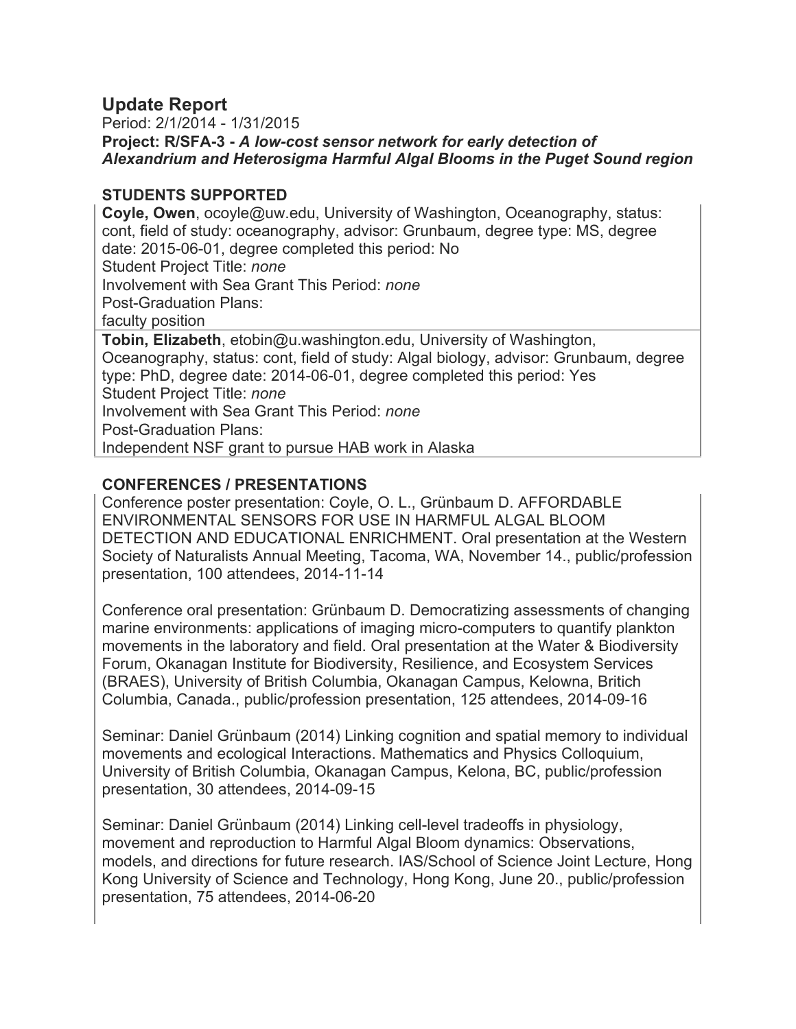## Update Report

Period: 2/1/2014 - 1/31/2015

**Project: R/SFA-3 - *A low-cost sensor network for early detection of Alexandrium and Heterosigma Harmful Algal Blooms in the Puget Sound region***

### STUDENTS SUPPORTED

**Coyle, Owen**, ocoyle@uw.edu, University of Washington, Oceanography, status: cont, field of study: oceanography, advisor: Grunbaum, degree type: MS, degree date: 2015-06-01, degree completed this period: No
Student Project Title: *none*
Involvement with Sea Grant This Period: *none*
Post-Graduation Plans:
faculty position

**Tobin, Elizabeth**, etobin@u.washington.edu, University of Washington, Oceanography, status: cont, field of study: Algal biology, advisor: Grunbaum, degree type: PhD, degree date: 2014-06-01, degree completed this period: Yes
Student Project Title: *none*
Involvement with Sea Grant This Period: *none*
Post-Graduation Plans:
Independent NSF grant to pursue HAB work in Alaska

### CONFERENCES / PRESENTATIONS

Conference poster presentation: Coyle, O. L., Grünbaum D. AFFORDABLE ENVIRONMENTAL SENSORS FOR USE IN HARMFUL ALGAL BLOOM DETECTION AND EDUCATIONAL ENRICHMENT. Oral presentation at the Western Society of Naturalists Annual Meeting, Tacoma, WA, November 14., public/profession presentation, 100 attendees, 2014-11-14

Conference oral presentation: Grünbaum D. Democratizing assessments of changing marine environments: applications of imaging micro-computers to quantify plankton movements in the laboratory and field. Oral presentation at the Water & Biodiversity Forum, Okanagan Institute for Biodiversity, Resilience, and Ecosystem Services (BRAES), University of British Columbia, Okanagan Campus, Kelowna, Britich Columbia, Canada., public/profession presentation, 125 attendees, 2014-09-16

Seminar: Daniel Grünbaum (2014) Linking cognition and spatial memory to individual movements and ecological Interactions. Mathematics and Physics Colloquium, University of British Columbia, Okanagan Campus, Kelona, BC, public/profession presentation, 30 attendees, 2014-09-15

Seminar: Daniel Grünbaum (2014) Linking cell-level tradeoffs in physiology, movement and reproduction to Harmful Algal Bloom dynamics: Observations, models, and directions for future research. IAS/School of Science Joint Lecture, Hong Kong University of Science and Technology, Hong Kong, June 20., public/profession presentation, 75 attendees, 2014-06-20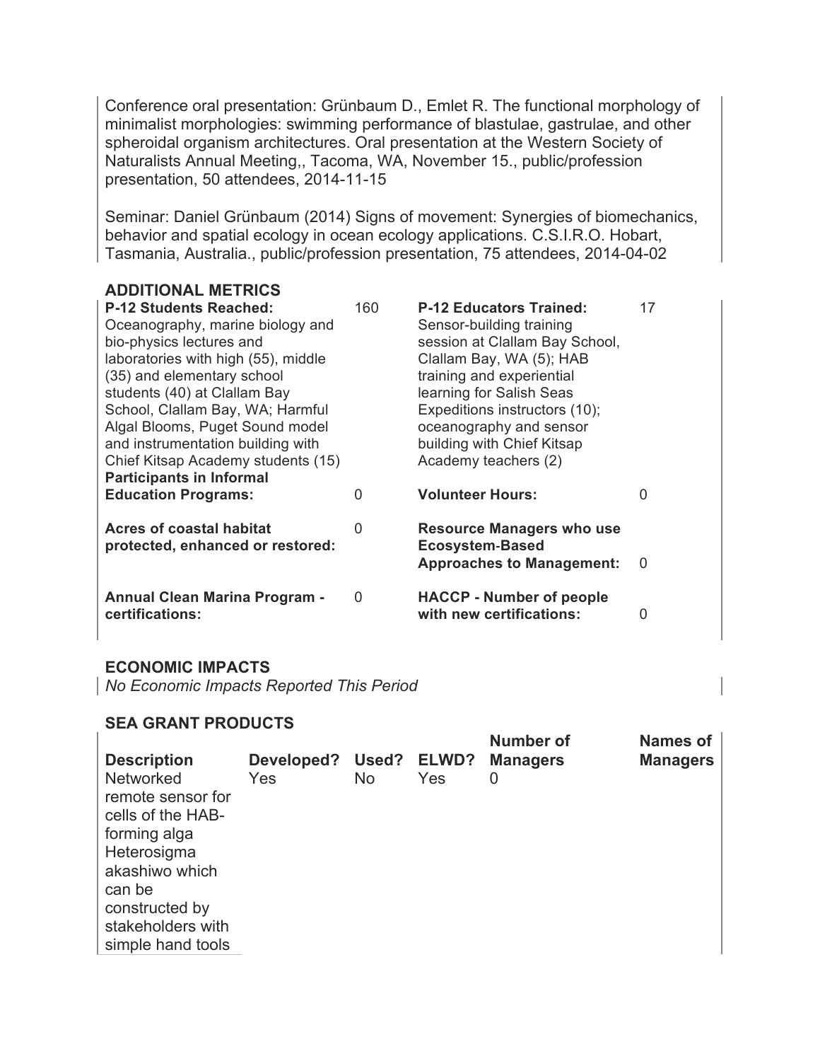Conference oral presentation: Grünbaum D., Emlet R. The functional morphology of minimalist morphologies: swimming performance of blastulae, gastrulae, and other spheroidal organism architectures. Oral presentation at the Western Society of Naturalists Annual Meeting,, Tacoma, WA, November 15., public/profession presentation, 50 attendees, 2014-11-15

Seminar: Daniel Grünbaum (2014) Signs of movement: Synergies of biomechanics, behavior and spatial ecology in ocean ecology applications. C.S.I.R.O. Hobart, Tasmania, Australia., public/profession presentation, 75 attendees, 2014-04-02

## ADDITIONAL METRICS

| | | | |
|---|---|---|---|
| **P-12 Students Reached:** Oceanography, marine biology and bio-physics lectures and laboratories with high (55), middle (35) and elementary school students (40) at Clallam Bay School, Clallam Bay, WA; Harmful Algal Blooms, Puget Sound model and instrumentation building with Chief Kitsap Academy students (15) | 160 | **P-12 Educators Trained:** Sensor-building training session at Clallam Bay School, Clallam Bay, WA (5); HAB training and experiential learning for Salish Seas Expeditions instructors (10); oceanography and sensor building with Chief Kitsap Academy teachers (2) | 17 |
| **Participants in Informal Education Programs:** | 0 | **Volunteer Hours:** | 0 |
| **Acres of coastal habitat protected, enhanced or restored:** | 0 | **Resource Managers who use Ecosystem-Based Approaches to Management:** | 0 |
| **Annual Clean Marina Program - certifications:** | 0 | **HACCP - Number of people with new certifications:** | 0 |

## ECONOMIC IMPACTS

*No Economic Impacts Reported This Period*

## SEA GRANT PRODUCTS

| Description | Developed? | Used? | ELWD? | Number of Managers | Names of Managers |
|---|---|---|---|---|---|
| Networked remote sensor for cells of the HAB-forming alga Heterosigma akashiwo which can be constructed by stakeholders with simple hand tools | Yes | No | Yes | 0 | |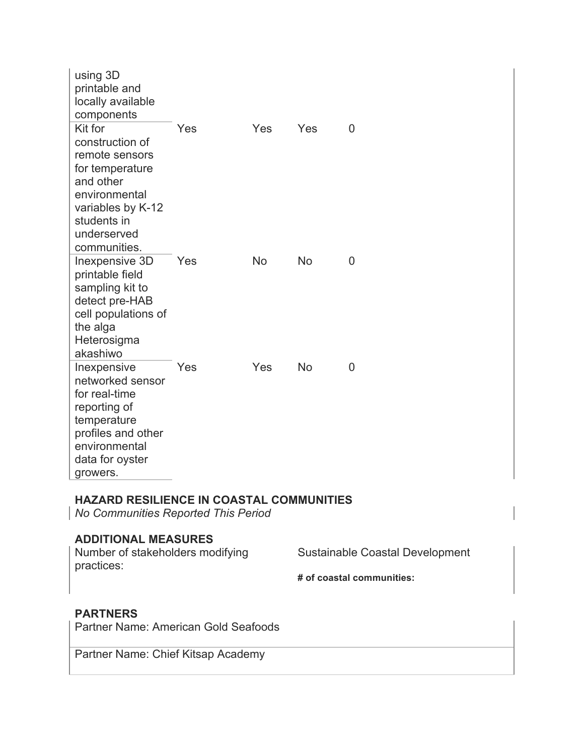| | | | | |
|---|---|---|---|---|
| using 3D printable and locally available components | | | | |
| Kit for construction of remote sensors for temperature and other environmental variables by K-12 students in underserved communities. | Yes | Yes | Yes | 0 |
| Inexpensive 3D printable field sampling kit to detect pre-HAB cell populations of the alga Heterosigma akashiwo | Yes | No | No | 0 |
| Inexpensive networked sensor for real-time reporting of temperature profiles and other environmental data for oyster growers. | Yes | Yes | No | 0 |

### HAZARD RESILIENCE IN COASTAL COMMUNITIES

*No Communities Reported This Period*

### ADDITIONAL MEASURES

Number of stakeholders modifying practices:

Sustainable Coastal Development

**# of coastal communities:**

### PARTNERS

Partner Name: American Gold Seafoods

Partner Name: Chief Kitsap Academy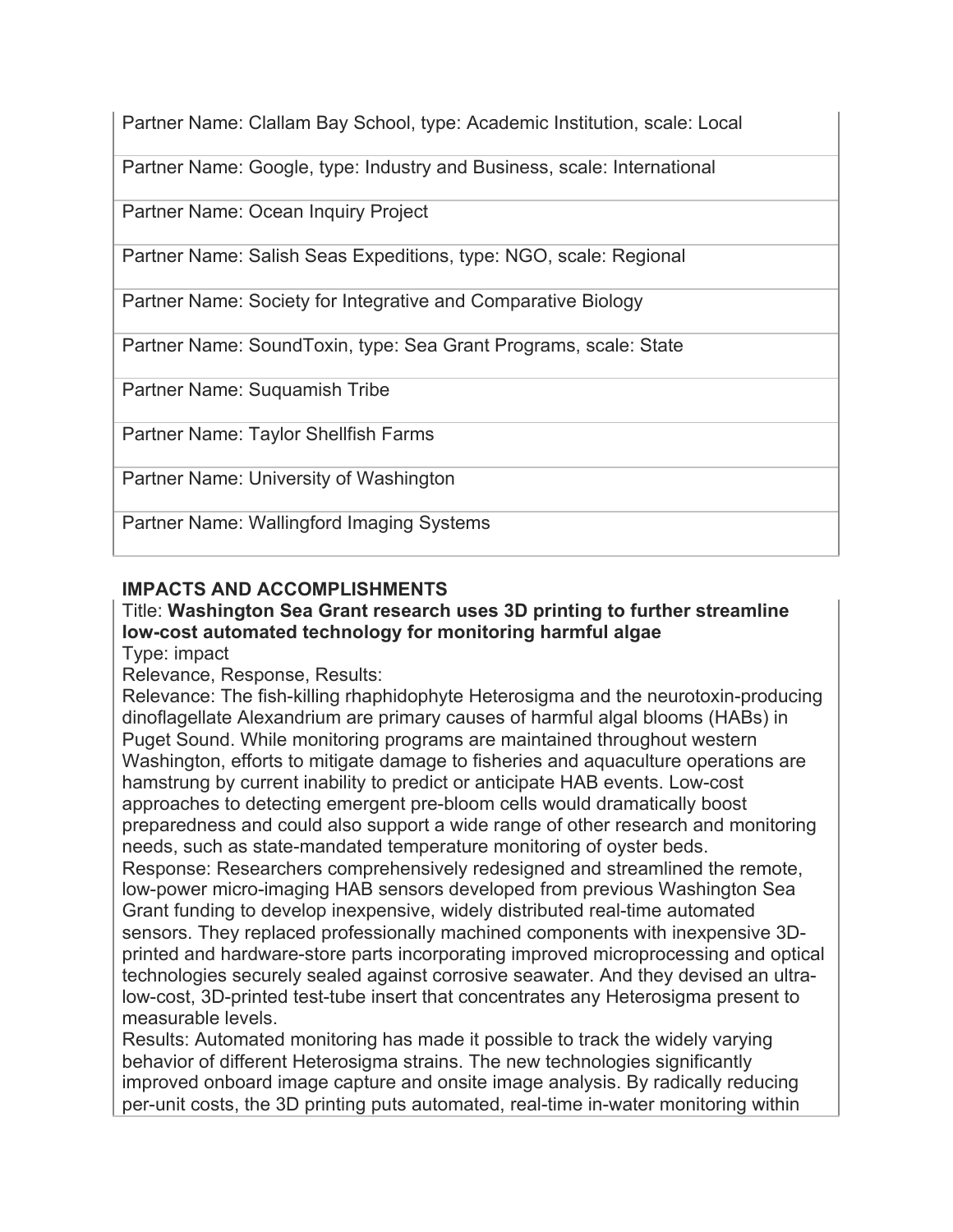| Partner Name: Clallam Bay School, type: Academic Institution, scale: Local |
|---|
| Partner Name: Google, type: Industry and Business, scale: International |
| Partner Name: Ocean Inquiry Project |
| Partner Name: Salish Seas Expeditions, type: NGO, scale: Regional |
| Partner Name: Society for Integrative and Comparative Biology |
| Partner Name: SoundToxin, type: Sea Grant Programs, scale: State |
| Partner Name: Suquamish Tribe |
| Partner Name: Taylor Shellfish Farms |
| Partner Name: University of Washington |
| Partner Name: Wallingford Imaging Systems |

## IMPACTS AND ACCOMPLISHMENTS

Title: **Washington Sea Grant research uses 3D printing to further streamline low-cost automated technology for monitoring harmful algae**

Type: impact

Relevance, Response, Results:

Relevance: The fish-killing rhaphidophyte Heterosigma and the neurotoxin-producing dinoflagellate Alexandrium are primary causes of harmful algal blooms (HABs) in Puget Sound. While monitoring programs are maintained throughout western Washington, efforts to mitigate damage to fisheries and aquaculture operations are hamstrung by current inability to predict or anticipate HAB events. Low-cost approaches to detecting emergent pre-bloom cells would dramatically boost preparedness and could also support a wide range of other research and monitoring needs, such as state-mandated temperature monitoring of oyster beds.

Response: Researchers comprehensively redesigned and streamlined the remote, low-power micro-imaging HAB sensors developed from previous Washington Sea Grant funding to develop inexpensive, widely distributed real-time automated sensors. They replaced professionally machined components with inexpensive 3D-printed and hardware-store parts incorporating improved microprocessing and optical technologies securely sealed against corrosive seawater. And they devised an ultra-low-cost, 3D-printed test-tube insert that concentrates any Heterosigma present to measurable levels.

Results: Automated monitoring has made it possible to track the widely varying behavior of different Heterosigma strains. The new technologies significantly improved onboard image capture and onsite image analysis. By radically reducing per-unit costs, the 3D printing puts automated, real-time in-water monitoring within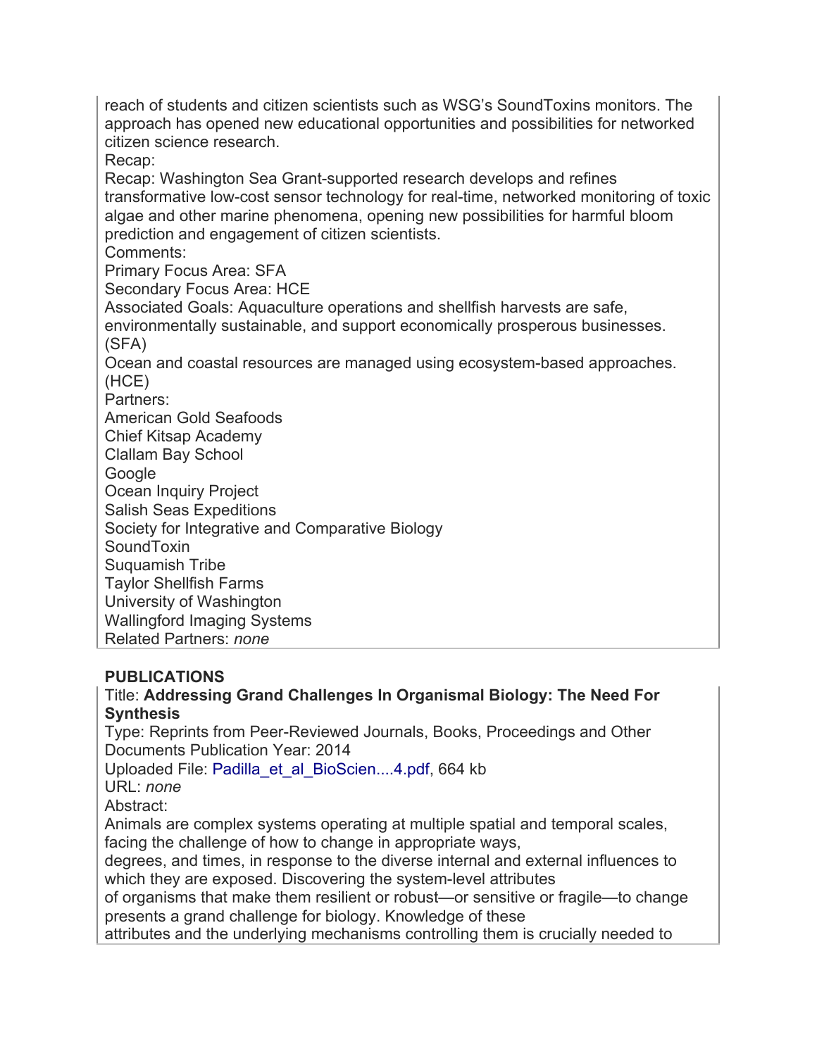reach of students and citizen scientists such as WSG's SoundToxins monitors. The approach has opened new educational opportunities and possibilities for networked citizen science research.

Recap:

Recap: Washington Sea Grant-supported research develops and refines transformative low-cost sensor technology for real-time, networked monitoring of toxic algae and other marine phenomena, opening new possibilities for harmful bloom prediction and engagement of citizen scientists.

Comments:

Primary Focus Area: SFA

Secondary Focus Area: HCE

Associated Goals: Aquaculture operations and shellfish harvests are safe, environmentally sustainable, and support economically prosperous businesses. (SFA)

Ocean and coastal resources are managed using ecosystem-based approaches. (HCE)

Partners:

American Gold Seafoods
Chief Kitsap Academy
Clallam Bay School
Google
Ocean Inquiry Project
Salish Seas Expeditions
Society for Integrative and Comparative Biology
SoundToxin
Suquamish Tribe
Taylor Shellfish Farms
University of Washington
Wallingford Imaging Systems

Related Partners: *none*

**PUBLICATIONS**

Title: **Addressing Grand Challenges In Organismal Biology: The Need For Synthesis**

Type: Reprints from Peer-Reviewed Journals, Books, Proceedings and Other Documents Publication Year: 2014

Uploaded File: Padilla_et_al_BioScien....4.pdf, 664 kb

URL: *none*

Abstract:

Animals are complex systems operating at multiple spatial and temporal scales, facing the challenge of how to change in appropriate ways, degrees, and times, in response to the diverse internal and external influences to which they are exposed. Discovering the system-level attributes of organisms that make them resilient or robust—or sensitive or fragile—to change presents a grand challenge for biology. Knowledge of these attributes and the underlying mechanisms controlling them is crucially needed to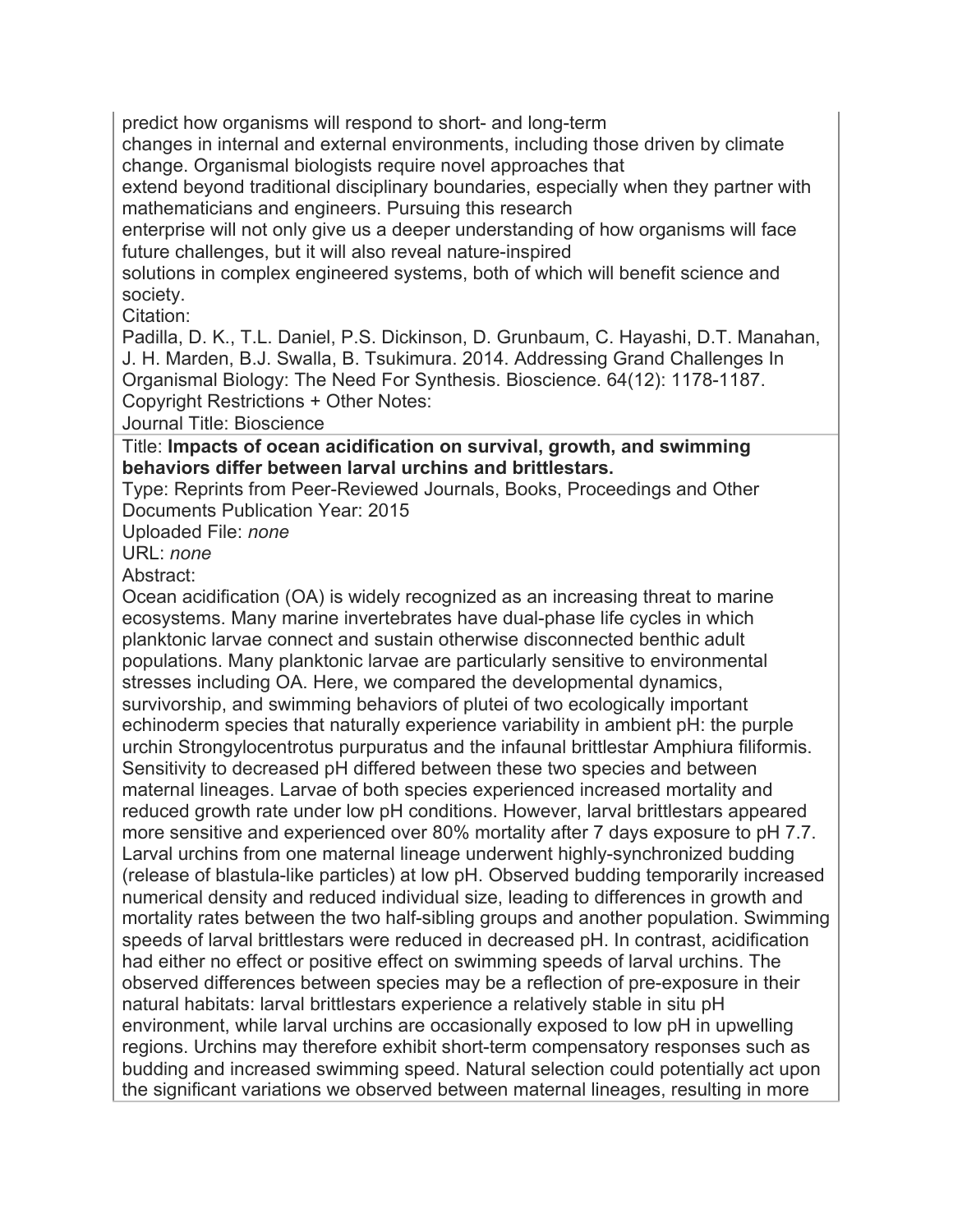predict how organisms will respond to short- and long-term
changes in internal and external environments, including those driven by climate change. Organismal biologists require novel approaches that
extend beyond traditional disciplinary boundaries, especially when they partner with mathematicians and engineers. Pursuing this research
enterprise will not only give us a deeper understanding of how organisms will face future challenges, but it will also reveal nature-inspired
solutions in complex engineered systems, both of which will benefit science and society.

Citation:

Padilla, D. K., T.L. Daniel, P.S. Dickinson, D. Grunbaum, C. Hayashi, D.T. Manahan, J. H. Marden, B.J. Swalla, B. Tsukimura. 2014. Addressing Grand Challenges In Organismal Biology: The Need For Synthesis. Bioscience. 64(12): 1178-1187.

Copyright Restrictions + Other Notes:

Journal Title: Bioscience

---

Title: **Impacts of ocean acidification on survival, growth, and swimming behaviors differ between larval urchins and brittlestars.**

Type: Reprints from Peer-Reviewed Journals, Books, Proceedings and Other Documents Publication Year: 2015

Uploaded File: *none*

URL: *none*

Abstract:

Ocean acidification (OA) is widely recognized as an increasing threat to marine ecosystems. Many marine invertebrates have dual-phase life cycles in which planktonic larvae connect and sustain otherwise disconnected benthic adult populations. Many planktonic larvae are particularly sensitive to environmental stresses including OA. Here, we compared the developmental dynamics, survivorship, and swimming behaviors of plutei of two ecologically important echinoderm species that naturally experience variability in ambient pH: the purple urchin Strongylocentrotus purpuratus and the infaunal brittlestar Amphiura filiformis. Sensitivity to decreased pH differed between these two species and between maternal lineages. Larvae of both species experienced increased mortality and reduced growth rate under low pH conditions. However, larval brittlestars appeared more sensitive and experienced over 80% mortality after 7 days exposure to pH 7.7. Larval urchins from one maternal lineage underwent highly-synchronized budding (release of blastula-like particles) at low pH. Observed budding temporarily increased numerical density and reduced individual size, leading to differences in growth and mortality rates between the two half-sibling groups and another population. Swimming speeds of larval brittlestars were reduced in decreased pH. In contrast, acidification had either no effect or positive effect on swimming speeds of larval urchins. The observed differences between species may be a reflection of pre-exposure in their natural habitats: larval brittlestars experience a relatively stable in situ pH environment, while larval urchins are occasionally exposed to low pH in upwelling regions. Urchins may therefore exhibit short-term compensatory responses such as budding and increased swimming speed. Natural selection could potentially act upon the significant variations we observed between maternal lineages, resulting in more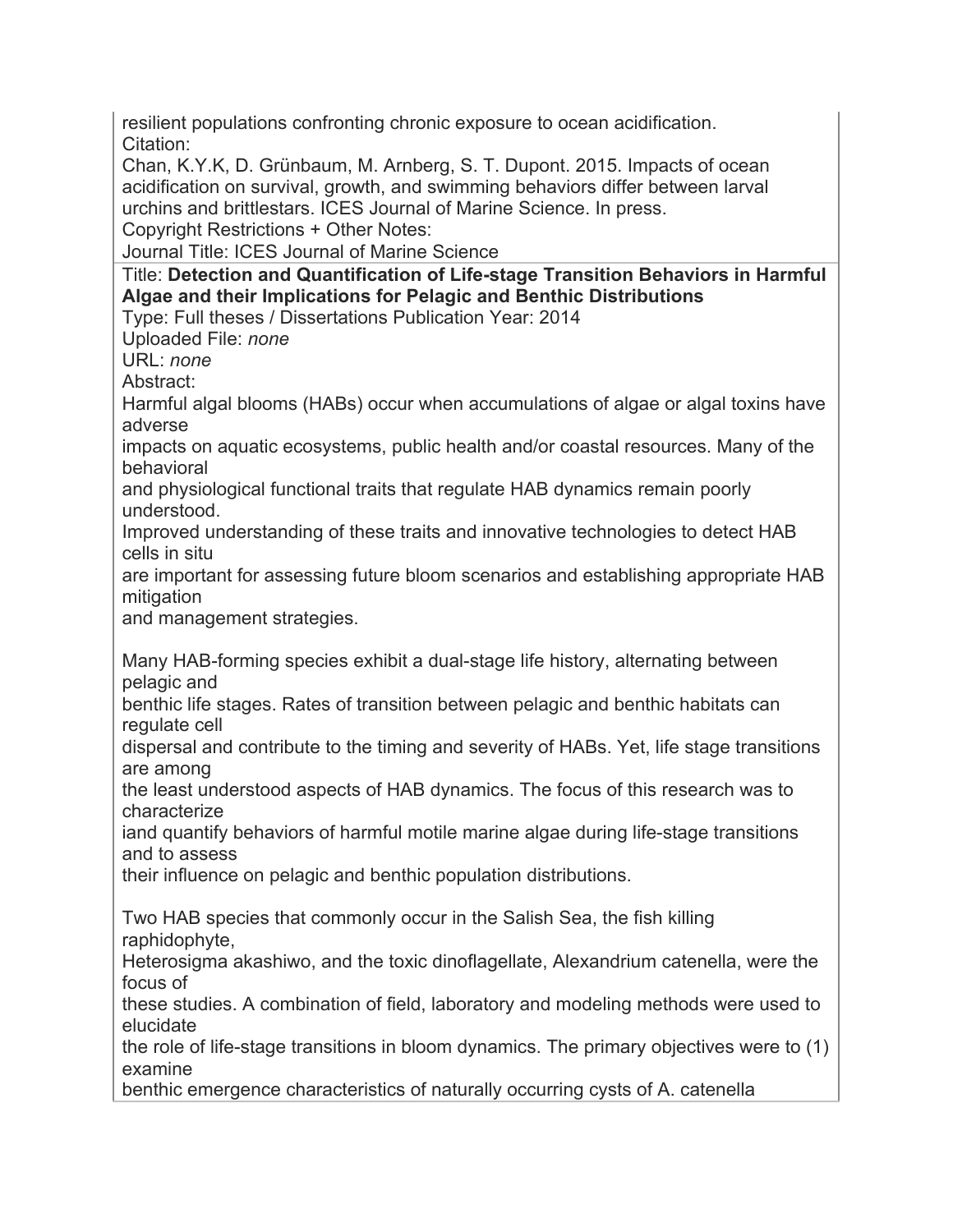resilient populations confronting chronic exposure to ocean acidification.
Citation:
Chan, K.Y.K, D. Grünbaum, M. Arnberg, S. T. Dupont. 2015. Impacts of ocean acidification on survival, growth, and swimming behaviors differ between larval urchins and brittlestars. ICES Journal of Marine Science. In press.
Copyright Restrictions + Other Notes:
Journal Title: ICES Journal of Marine Science

Title: **Detection and Quantification of Life-stage Transition Behaviors in Harmful Algae and their Implications for Pelagic and Benthic Distributions**
Type: Full theses / Dissertations Publication Year: 2014
Uploaded File: *none*
URL: *none*
Abstract:
Harmful algal blooms (HABs) occur when accumulations of algae or algal toxins have adverse
impacts on aquatic ecosystems, public health and/or coastal resources. Many of the behavioral
and physiological functional traits that regulate HAB dynamics remain poorly understood.
Improved understanding of these traits and innovative technologies to detect HAB cells in situ
are important for assessing future bloom scenarios and establishing appropriate HAB mitigation
and management strategies.

Many HAB-forming species exhibit a dual-stage life history, alternating between pelagic and
benthic life stages. Rates of transition between pelagic and benthic habitats can regulate cell
dispersal and contribute to the timing and severity of HABs. Yet, life stage transitions are among
the least understood aspects of HAB dynamics. The focus of this research was to characterize
iand quantify behaviors of harmful motile marine algae during life-stage transitions and to assess
their influence on pelagic and benthic population distributions.

Two HAB species that commonly occur in the Salish Sea, the fish killing raphidophyte,
Heterosigma akashiwo, and the toxic dinoflagellate, Alexandrium catenella, were the focus of
these studies. A combination of field, laboratory and modeling methods were used to elucidate
the role of life-stage transitions in bloom dynamics. The primary objectives were to (1) examine
benthic emergence characteristics of naturally occurring cysts of A. catenella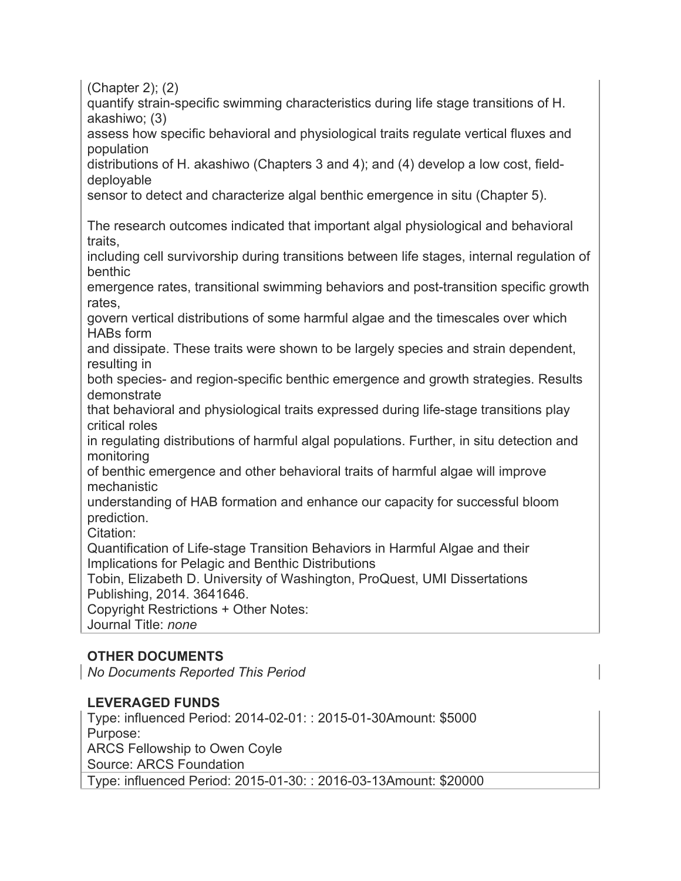(Chapter 2); (2)
quantify strain-specific swimming characteristics during life stage transitions of H. akashiwo; (3)
assess how specific behavioral and physiological traits regulate vertical fluxes and population
distributions of H. akashiwo (Chapters 3 and 4); and (4) develop a low cost, field-deployable
sensor to detect and characterize algal benthic emergence in situ (Chapter 5).

The research outcomes indicated that important algal physiological and behavioral traits,
including cell survivorship during transitions between life stages, internal regulation of benthic
emergence rates, transitional swimming behaviors and post-transition specific growth rates,
govern vertical distributions of some harmful algae and the timescales over which HABs form
and dissipate. These traits were shown to be largely species and strain dependent, resulting in
both species- and region-specific benthic emergence and growth strategies. Results demonstrate
that behavioral and physiological traits expressed during life-stage transitions play critical roles
in regulating distributions of harmful algal populations. Further, in situ detection and monitoring
of benthic emergence and other behavioral traits of harmful algae will improve mechanistic
understanding of HAB formation and enhance our capacity for successful bloom prediction.
Citation:
Quantification of Life-stage Transition Behaviors in Harmful Algae and their Implications for Pelagic and Benthic Distributions
Tobin, Elizabeth D. University of Washington, ProQuest, UMI Dissertations Publishing, 2014. 3641646.
Copyright Restrictions + Other Notes:
Journal Title: *none*

### OTHER DOCUMENTS

*No Documents Reported This Period*

### LEVERAGED FUNDS

Type: influenced Period: 2014-02-01: : 2015-01-30Amount: $5000
Purpose:
ARCS Fellowship to Owen Coyle
Source: ARCS Foundation

Type: influenced Period: 2015-01-30: : 2016-03-13Amount: $20000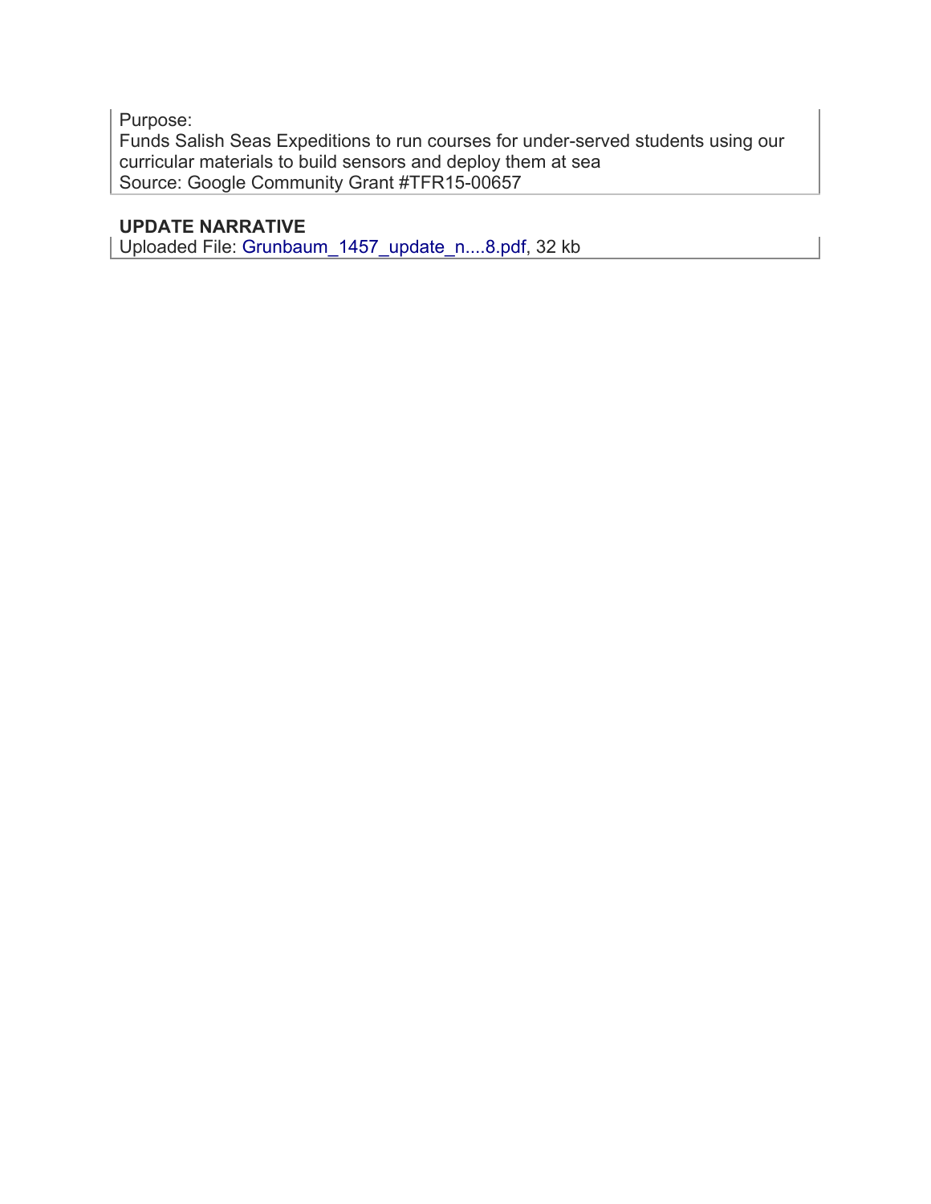Purpose:
Funds Salish Seas Expeditions to run courses for under-served students using our curricular materials to build sensors and deploy them at sea
Source: Google Community Grant #TFR15-00657

**UPDATE NARRATIVE**

Uploaded File: Grunbaum_1457_update_n....8.pdf, 32 kb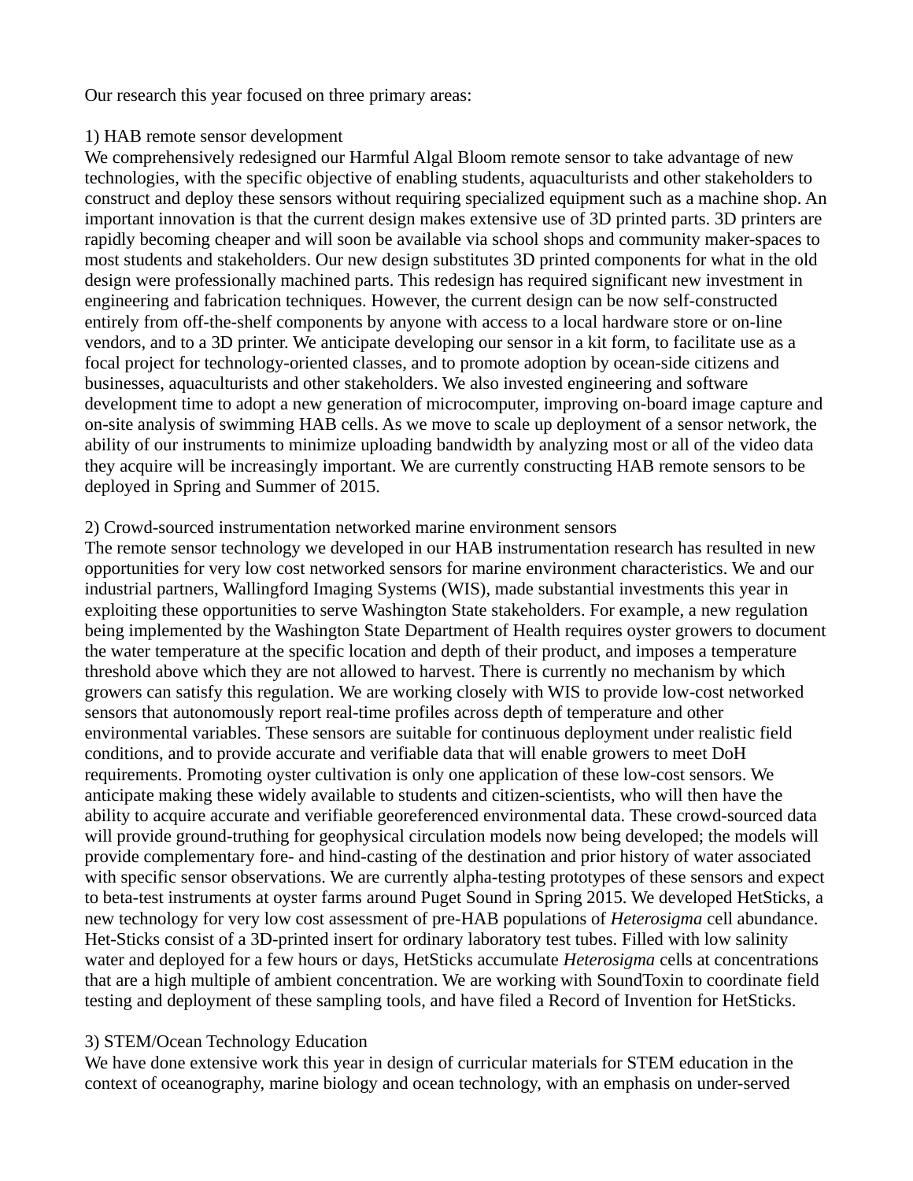Our research this year focused on three primary areas:

1) HAB remote sensor development

We comprehensively redesigned our Harmful Algal Bloom remote sensor to take advantage of new technologies, with the specific objective of enabling students, aquaculturists and other stakeholders to construct and deploy these sensors without requiring specialized equipment such as a machine shop. An important innovation is that the current design makes extensive use of 3D printed parts. 3D printers are rapidly becoming cheaper and will soon be available via school shops and community maker-spaces to most students and stakeholders. Our new design substitutes 3D printed components for what in the old design were professionally machined parts. This redesign has required significant new investment in engineering and fabrication techniques. However, the current design can be now self-constructed entirely from off-the-shelf components by anyone with access to a local hardware store or on-line vendors, and to a 3D printer. We anticipate developing our sensor in a kit form, to facilitate use as a focal project for technology-oriented classes, and to promote adoption by ocean-side citizens and businesses, aquaculturists and other stakeholders. We also invested engineering and software development time to adopt a new generation of microcomputer, improving on-board image capture and on-site analysis of swimming HAB cells. As we move to scale up deployment of a sensor network, the ability of our instruments to minimize uploading bandwidth by analyzing most or all of the video data they acquire will be increasingly important. We are currently constructing HAB remote sensors to be deployed in Spring and Summer of 2015.

2) Crowd-sourced instrumentation networked marine environment sensors

The remote sensor technology we developed in our HAB instrumentation research has resulted in new opportunities for very low cost networked sensors for marine environment characteristics. We and our industrial partners, Wallingford Imaging Systems (WIS), made substantial investments this year in exploiting these opportunities to serve Washington State stakeholders. For example, a new regulation being implemented by the Washington State Department of Health requires oyster growers to document the water temperature at the specific location and depth of their product, and imposes a temperature threshold above which they are not allowed to harvest. There is currently no mechanism by which growers can satisfy this regulation. We are working closely with WIS to provide low-cost networked sensors that autonomously report real-time profiles across depth of temperature and other environmental variables. These sensors are suitable for continuous deployment under realistic field conditions, and to provide accurate and verifiable data that will enable growers to meet DoH requirements. Promoting oyster cultivation is only one application of these low-cost sensors. We anticipate making these widely available to students and citizen-scientists, who will then have the ability to acquire accurate and verifiable georeferenced environmental data. These crowd-sourced data will provide ground-truthing for geophysical circulation models now being developed; the models will provide complementary fore- and hind-casting of the destination and prior history of water associated with specific sensor observations. We are currently alpha-testing prototypes of these sensors and expect to beta-test instruments at oyster farms around Puget Sound in Spring 2015. We developed HetSticks, a new technology for very low cost assessment of pre-HAB populations of *Heterosigma* cell abundance. Het-Sticks consist of a 3D-printed insert for ordinary laboratory test tubes. Filled with low salinity water and deployed for a few hours or days, HetSticks accumulate *Heterosigma* cells at concentrations that are a high multiple of ambient concentration. We are working with SoundToxin to coordinate field testing and deployment of these sampling tools, and have filed a Record of Invention for HetSticks.

3) STEM/Ocean Technology Education

We have done extensive work this year in design of curricular materials for STEM education in the context of oceanography, marine biology and ocean technology, with an emphasis on under-served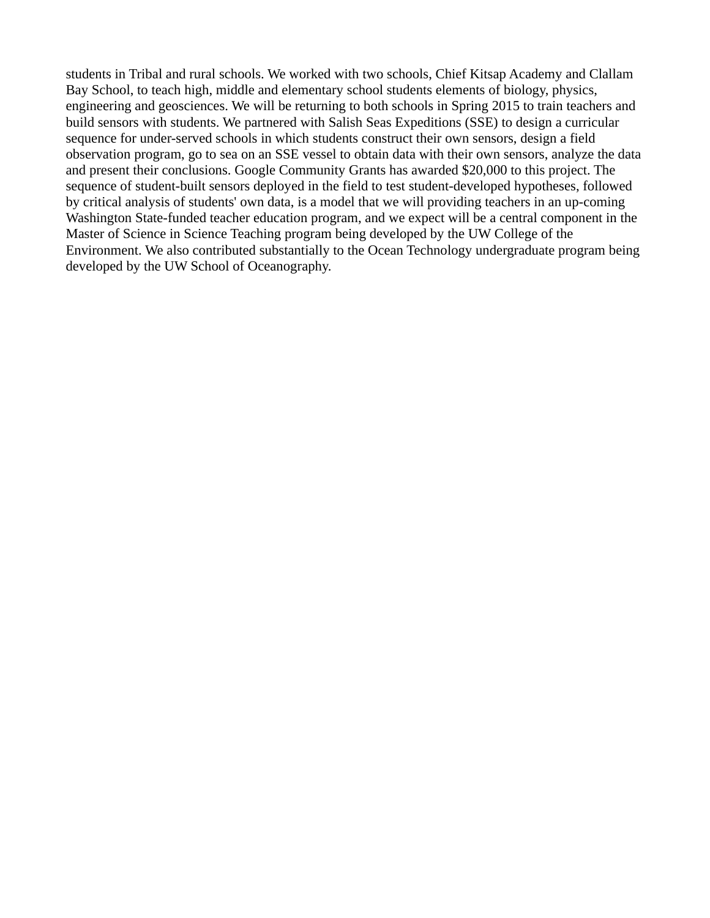students in Tribal and rural schools. We worked with two schools, Chief Kitsap Academy and Clallam Bay School, to teach high, middle and elementary school students elements of biology, physics, engineering and geosciences. We will be returning to both schools in Spring 2015 to train teachers and build sensors with students. We partnered with Salish Seas Expeditions (SSE) to design a curricular sequence for under-served schools in which students construct their own sensors, design a field observation program, go to sea on an SSE vessel to obtain data with their own sensors, analyze the data and present their conclusions. Google Community Grants has awarded $20,000 to this project. The sequence of student-built sensors deployed in the field to test student-developed hypotheses, followed by critical analysis of students' own data, is a model that we will providing teachers in an up-coming Washington State-funded teacher education program, and we expect will be a central component in the Master of Science in Science Teaching program being developed by the UW College of the Environment. We also contributed substantially to the Ocean Technology undergraduate program being developed by the UW School of Oceanography.